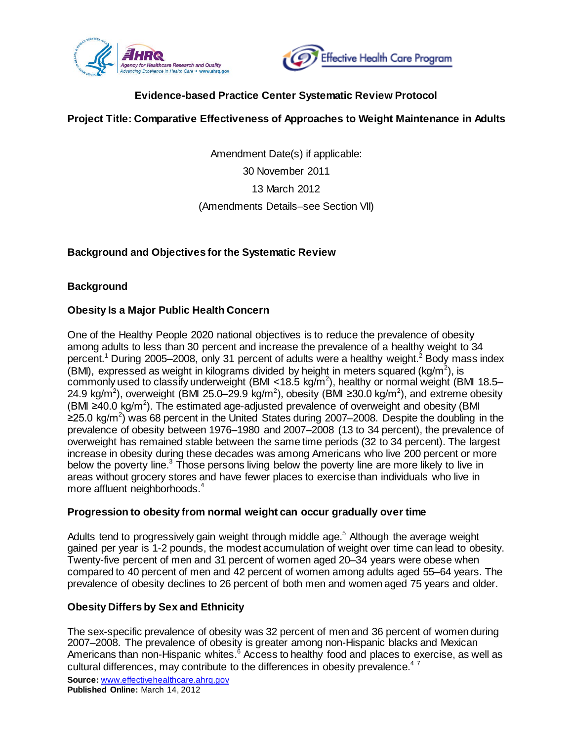**Evidence-based Practice Center Systematic Review Protocol**

**Project Title: Comparative Effectiveness of Approaches to Weight Maintenance in Adults**

Amendment Date(s) if applicable:

30 November 2011

13 March 2012

(Amendments Details–see Section VII)

## Background and Objectives for the Systematic Review

### Background

### Obesity Is a Major Public Health Concern

One of the Healthy People 2020 national objectives is to reduce the prevalence of obesity among adults to less than 30 percent and increase the prevalence of a healthy weight to 34 percent.[1] During 2005–2008, only 31 percent of adults were a healthy weight.[2] Body mass index (BMI), expressed as weight in kilograms divided by height in meters squared (kg/m$^2$), is commonly used to classify underweight (BMI <18.5 kg/m$^2$), healthy or normal weight (BMI 18.5–24.9 kg/m$^2$), overweight (BMI 25.0–29.9 kg/m$^2$), obesity (BMI ≥30.0 kg/m$^2$), and extreme obesity (BMI ≥40.0 kg/m$^2$). The estimated age-adjusted prevalence of overweight and obesity (BMI ≥25.0 kg/m$^2$) was 68 percent in the United States during 2007–2008. Despite the doubling in the prevalence of obesity between 1976–1980 and 2007–2008 (13 to 34 percent), the prevalence of overweight has remained stable between the same time periods (32 to 34 percent). The largest increase in obesity during these decades was among Americans who live 200 percent or more below the poverty line.[3] Those persons living below the poverty line are more likely to live in areas without grocery stores and have fewer places to exercise than individuals who live in more affluent neighborhoods.[4]

### Progression to obesity from normal weight can occur gradually over time

Adults tend to progressively gain weight through middle age.[5] Although the average weight gained per year is 1-2 pounds, the modest accumulation of weight over time can lead to obesity. Twenty-five percent of men and 31 percent of women aged 20–34 years were obese when compared to 40 percent of men and 42 percent of women among adults aged 55–64 years. The prevalence of obesity declines to 26 percent of both men and women aged 75 years and older.

### Obesity Differs by Sex and Ethnicity

The sex-specific prevalence of obesity was 32 percent of men and 36 percent of women during 2007–2008. The prevalence of obesity is greater among non-Hispanic blacks and Mexican Americans than non-Hispanic whites.[6] Access to healthy food and places to exercise, as well as cultural differences, may contribute to the differences in obesity prevalence.[4 7]

**Source:** www.effectivehealthcare.ahrq.gov
**Published Online:** March 14, 2012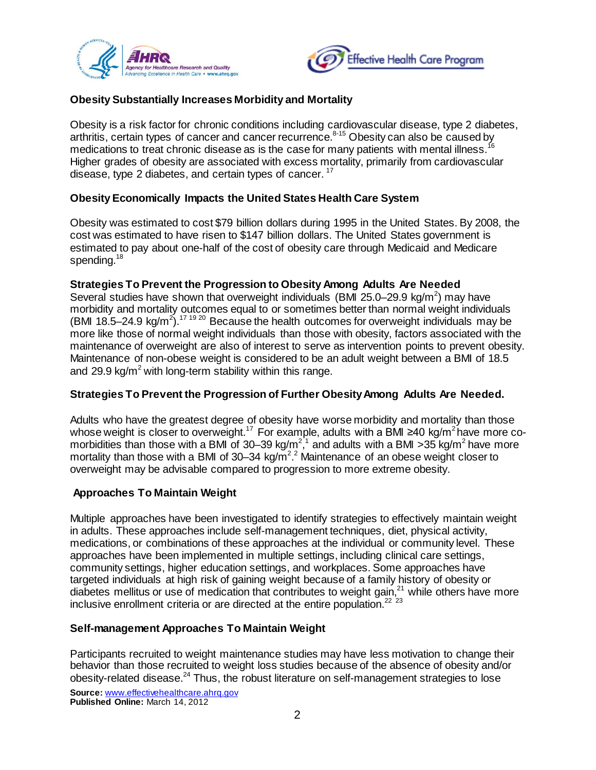## Obesity Substantially Increases Morbidity and Mortality

Obesity is a risk factor for chronic conditions including cardiovascular disease, type 2 diabetes, arthritis, certain types of cancer and cancer recurrence.[8-15] Obesity can also be caused by medications to treat chronic disease as is the case for many patients with mental illness.[16] Higher grades of obesity are associated with excess mortality, primarily from cardiovascular disease, type 2 diabetes, and certain types of cancer.[17]

## Obesity Economically Impacts the United States Health Care System

Obesity was estimated to cost $79 billion dollars during 1995 in the United States. By 2008, the cost was estimated to have risen to $147 billion dollars. The United States government is estimated to pay about one-half of the cost of obesity care through Medicaid and Medicare spending.[18]

## Strategies To Prevent the Progression to Obesity Among Adults Are Needed

Several studies have shown that overweight individuals (BMI 25.0–29.9 kg/$m^2$) may have morbidity and mortality outcomes equal to or sometimes better than normal weight individuals (BMI 18.5–24.9 kg/$m^2$).[17 19 20] Because the health outcomes for overweight individuals may be more like those of normal weight individuals than those with obesity, factors associated with the maintenance of overweight are also of interest to serve as intervention points to prevent obesity. Maintenance of non-obese weight is considered to be an adult weight between a BMI of 18.5 and 29.9 kg/$m^2$ with long-term stability within this range.

## Strategies To Prevent the Progression of Further Obesity Among Adults Are Needed.

Adults who have the greatest degree of obesity have worse morbidity and mortality than those whose weight is closer to overweight.[17] For example, adults with a BMI ≥40 kg/$m^2$ have more co-morbidities than those with a BMI of 30–39 kg/$m^2$,[1] and adults with a BMI >35 kg/$m^2$ have more mortality than those with a BMI of 30–34 kg/$m^2$.[2] Maintenance of an obese weight closer to overweight may be advisable compared to progression to more extreme obesity.

## Approaches To Maintain Weight

Multiple approaches have been investigated to identify strategies to effectively maintain weight in adults. These approaches include self-management techniques, diet, physical activity, medications, or combinations of these approaches at the individual or community level. These approaches have been implemented in multiple settings, including clinical care settings, community settings, higher education settings, and workplaces. Some approaches have targeted individuals at high risk of gaining weight because of a family history of obesity or diabetes mellitus or use of medication that contributes to weight gain,[21] while others have more inclusive enrollment criteria or are directed at the entire population.[22 23]

## Self-management Approaches To Maintain Weight

Participants recruited to weight maintenance studies may have less motivation to change their behavior than those recruited to weight loss studies because of the absence of obesity and/or obesity-related disease.[24] Thus, the robust literature on self-management strategies to lose

**Source:** www.effectivehealthcare.ahrq.gov
**Published Online:** March 14, 2012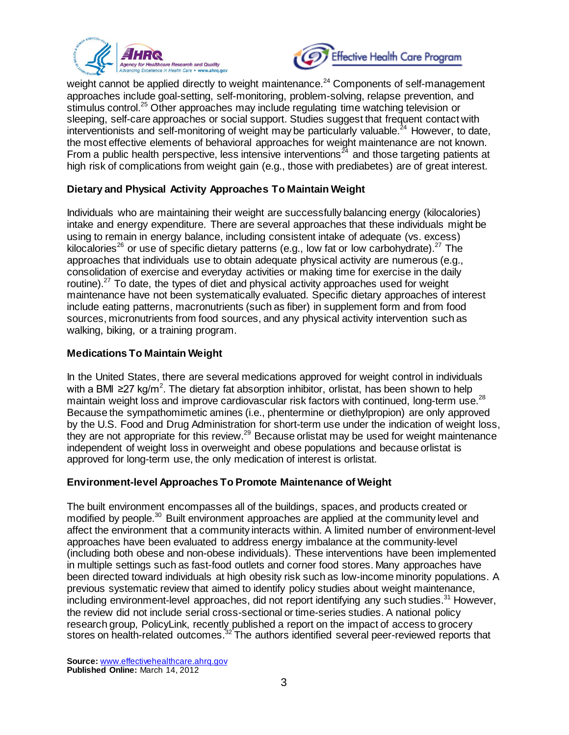weight cannot be applied directly to weight maintenance.[24] Components of self-management approaches include goal-setting, self-monitoring, problem-solving, relapse prevention, and stimulus control.[25] Other approaches may include regulating time watching television or sleeping, self-care approaches or social support. Studies suggest that frequent contact with interventionists and self-monitoring of weight may be particularly valuable.[24] However, to date, the most effective elements of behavioral approaches for weight maintenance are not known. From a public health perspective, less intensive interventions[24] and those targeting patients at high risk of complications from weight gain (e.g., those with prediabetes) are of great interest.

### Dietary and Physical Activity Approaches To Maintain Weight

Individuals who are maintaining their weight are successfully balancing energy (kilocalories) intake and energy expenditure. There are several approaches that these individuals might be using to remain in energy balance, including consistent intake of adequate (vs. excess) kilocalories[26] or use of specific dietary patterns (e.g., low fat or low carbohydrate).[27] The approaches that individuals use to obtain adequate physical activity are numerous (e.g., consolidation of exercise and everyday activities or making time for exercise in the daily routine).[27] To date, the types of diet and physical activity approaches used for weight maintenance have not been systematically evaluated. Specific dietary approaches of interest include eating patterns, macronutrients (such as fiber) in supplement form and from food sources, micronutrients from food sources, and any physical activity intervention such as walking, biking, or a training program.

### Medications To Maintain Weight

In the United States, there are several medications approved for weight control in individuals with a BMI ≥27 kg/m$^2$. The dietary fat absorption inhibitor, orlistat, has been shown to help maintain weight loss and improve cardiovascular risk factors with continued, long-term use.[28] Because the sympathomimetic amines (i.e., phentermine or diethylpropion) are only approved by the U.S. Food and Drug Administration for short-term use under the indication of weight loss, they are not appropriate for this review.[29] Because orlistat may be used for weight maintenance independent of weight loss in overweight and obese populations and because orlistat is approved for long-term use, the only medication of interest is orlistat.

### Environment-level Approaches To Promote Maintenance of Weight

The built environment encompasses all of the buildings, spaces, and products created or modified by people.[30] Built environment approaches are applied at the community level and affect the environment that a community interacts within. A limited number of environment-level approaches have been evaluated to address energy imbalance at the community-level (including both obese and non-obese individuals). These interventions have been implemented in multiple settings such as fast-food outlets and corner food stores. Many approaches have been directed toward individuals at high obesity risk such as low-income minority populations. A previous systematic review that aimed to identify policy studies about weight maintenance, including environment-level approaches, did not report identifying any such studies.[31] However, the review did not include serial cross-sectional or time-series studies. A national policy research group, PolicyLink, recently published a report on the impact of access to grocery stores on health-related outcomes.[32] The authors identified several peer-reviewed reports that

**Source:** www.effectivehealthcare.ahrq.gov
**Published Online:** March 14, 2012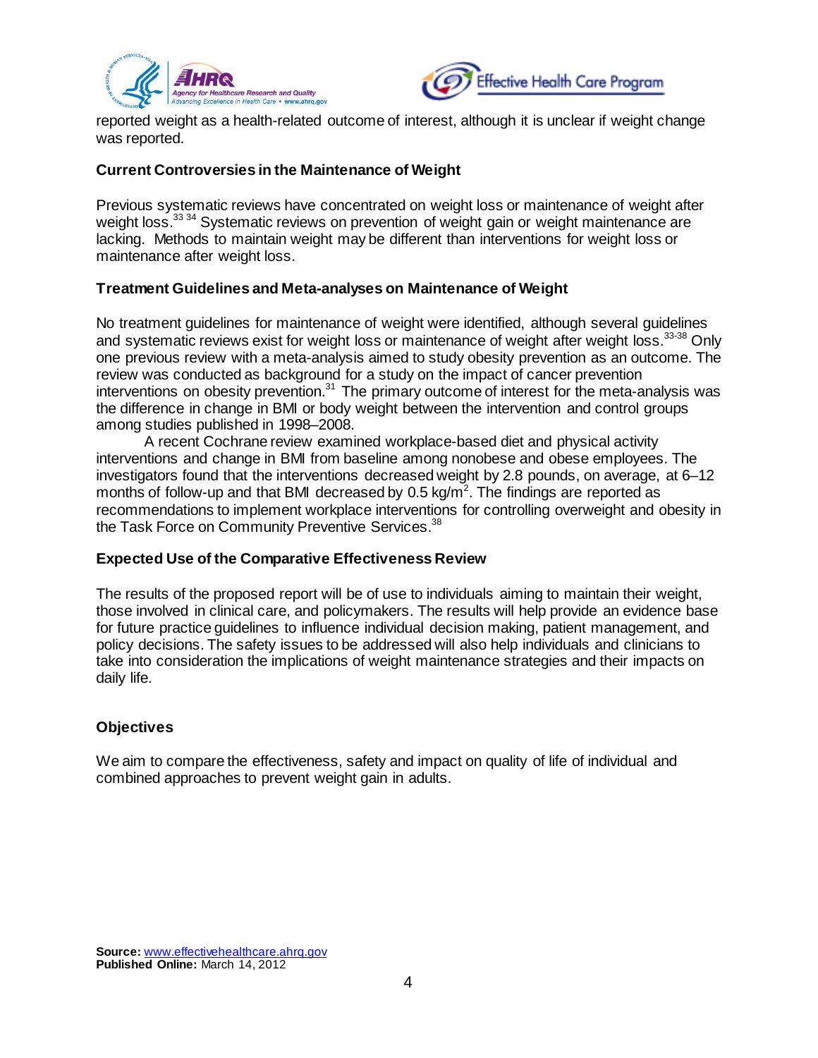reported weight as a health-related outcome of interest, although it is unclear if weight change was reported.

### Current Controversies in the Maintenance of Weight

Previous systematic reviews have concentrated on weight loss or maintenance of weight after weight loss.[33 34] Systematic reviews on prevention of weight gain or weight maintenance are lacking. Methods to maintain weight may be different than interventions for weight loss or maintenance after weight loss.

### Treatment Guidelines and Meta-analyses on Maintenance of Weight

No treatment guidelines for maintenance of weight were identified, although several guidelines and systematic reviews exist for weight loss or maintenance of weight after weight loss.[33-38] Only one previous review with a meta-analysis aimed to study obesity prevention as an outcome. The review was conducted as background for a study on the impact of cancer prevention interventions on obesity prevention.[31] The primary outcome of interest for the meta-analysis was the difference in change in BMI or body weight between the intervention and control groups among studies published in 1998–2008.

A recent Cochrane review examined workplace-based diet and physical activity interventions and change in BMI from baseline among nonobese and obese employees. The investigators found that the interventions decreased weight by 2.8 pounds, on average, at 6–12 months of follow-up and that BMI decreased by 0.5 $kg/m^2$. The findings are reported as recommendations to implement workplace interventions for controlling overweight and obesity in the Task Force on Community Preventive Services.[38]

### Expected Use of the Comparative Effectiveness Review

The results of the proposed report will be of use to individuals aiming to maintain their weight, those involved in clinical care, and policymakers. The results will help provide an evidence base for future practice guidelines to influence individual decision making, patient management, and policy decisions. The safety issues to be addressed will also help individuals and clinicians to take into consideration the implications of weight maintenance strategies and their impacts on daily life.

### Objectives

We aim to compare the effectiveness, safety and impact on quality of life of individual and combined approaches to prevent weight gain in adults.

**Source:** www.effectivehealthcare.ahrq.gov
**Published Online:** March 14, 2012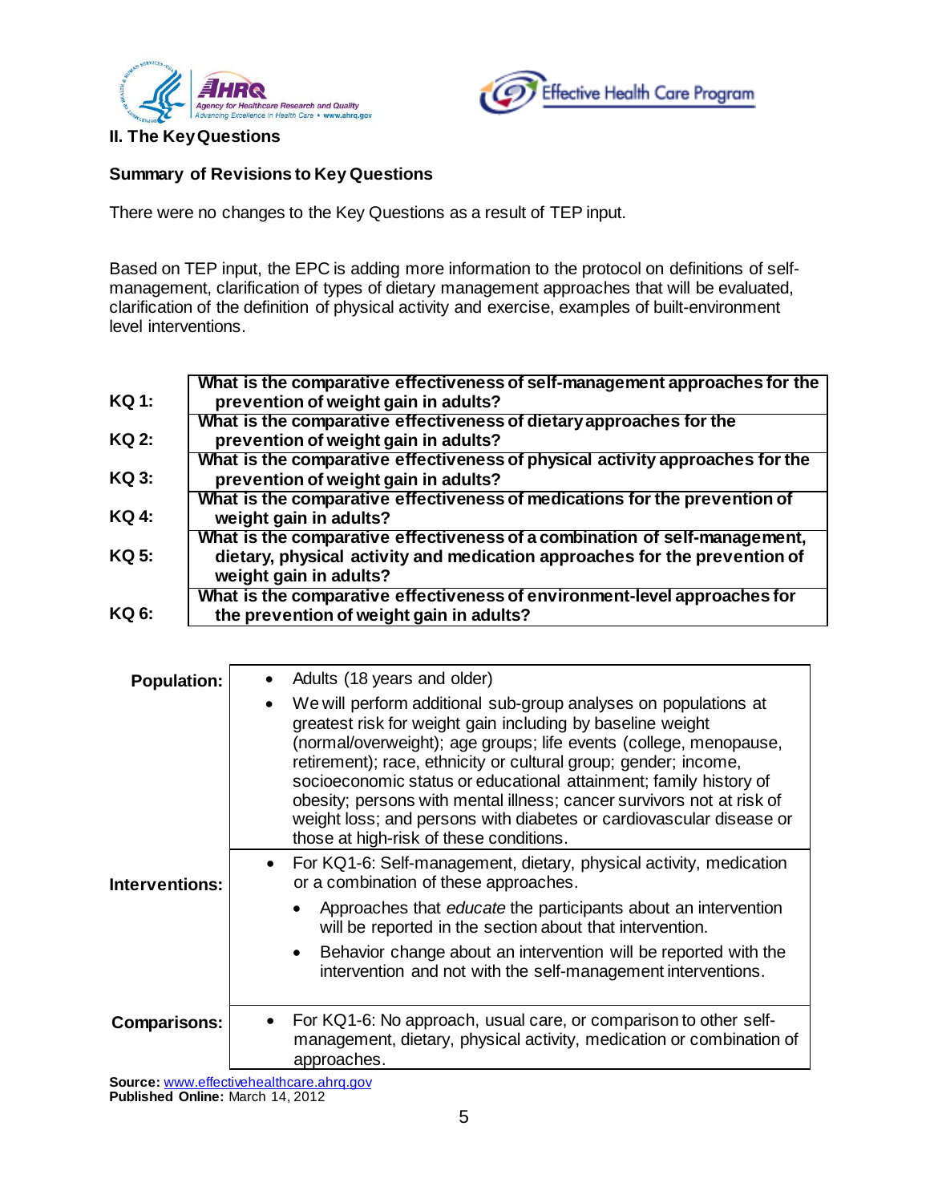## II. The Key Questions

### Summary of Revisions to Key Questions

There were no changes to the Key Questions as a result of TEP input.

Based on TEP input, the EPC is adding more information to the protocol on definitions of self-management, clarification of types of dietary management approaches that will be evaluated, clarification of the definition of physical activity and exercise, examples of built-environment level interventions.

| | |
|---|---|
| **KQ 1:** | **What is the comparative effectiveness of self-management approaches for the prevention of weight gain in adults?** |
| **KQ 2:** | **What is the comparative effectiveness of dietary approaches for the prevention of weight gain in adults?** |
| **KQ 3:** | **What is the comparative effectiveness of physical activity approaches for the prevention of weight gain in adults?** |
| **KQ 4:** | **What is the comparative effectiveness of medications for the prevention of weight gain in adults?** |
| **KQ 5:** | **What is the comparative effectiveness of a combination of self-management, dietary, physical activity and medication approaches for the prevention of weight gain in adults?** |
| **KQ 6:** | **What is the comparative effectiveness of environment-level approaches for the prevention of weight gain in adults?** |

| | |
|---|---|
| **Population:** | • Adults (18 years and older)<br>• We will perform additional sub-group analyses on populations at greatest risk for weight gain including by baseline weight (normal/overweight); age groups; life events (college, menopause, retirement); race, ethnicity or cultural group; gender; income, socioeconomic status or educational attainment; family history of obesity; persons with mental illness; cancer survivors not at risk of weight loss; and persons with diabetes or cardiovascular disease or those at high-risk of these conditions. |
| **Interventions:** | • For KQ1-6: Self-management, dietary, physical activity, medication or a combination of these approaches.<br>  ◦ Approaches that *educate* the participants about an intervention will be reported in the section about that intervention.<br>  ◦ Behavior change about an intervention will be reported with the intervention and not with the self-management interventions. |
| **Comparisons:** | • For KQ1-6: No approach, usual care, or comparison to other self-management, dietary, physical activity, medication or combination of approaches. |

**Source:** www.effectivehealthcare.ahrq.gov
**Published Online:** March 14, 2012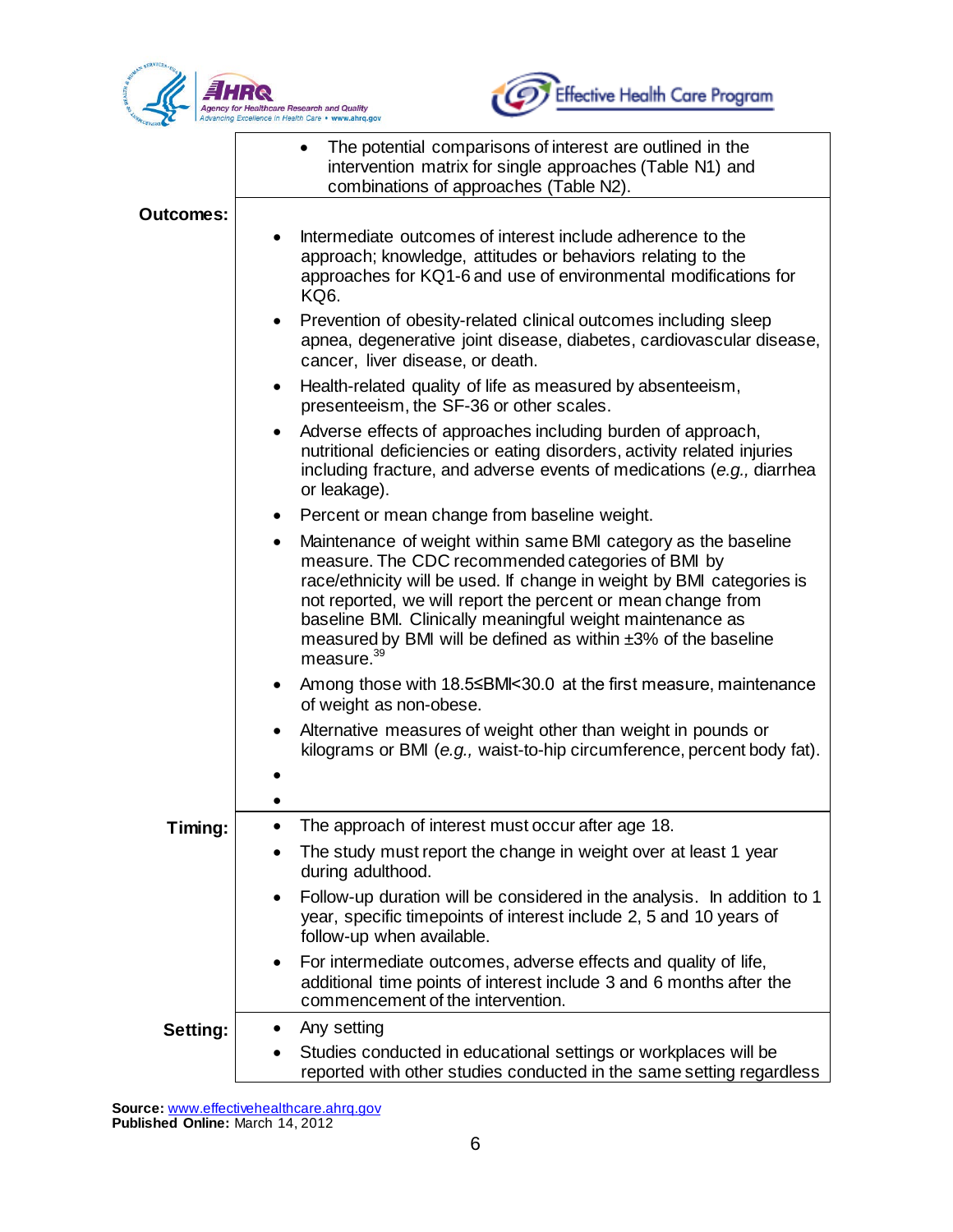| | |
|---|---|
| | • The potential comparisons of interest are outlined in the intervention matrix for single approaches (Table N1) and combinations of approaches (Table N2). |
| **Outcomes:** | • Intermediate outcomes of interest include adherence to the approach; knowledge, attitudes or behaviors relating to the approaches for KQ1-6 and use of environmental modifications for KQ6.<br>• Prevention of obesity-related clinical outcomes including sleep apnea, degenerative joint disease, diabetes, cardiovascular disease, cancer, liver disease, or death.<br>• Health-related quality of life as measured by absenteeism, presenteeism, the SF-36 or other scales.<br>• Adverse effects of approaches including burden of approach, nutritional deficiencies or eating disorders, activity related injuries including fracture, and adverse events of medications (*e.g.,* diarrhea or leakage).<br>• Percent or mean change from baseline weight.<br>• Maintenance of weight within same BMI category as the baseline measure. The CDC recommended categories of BMI by race/ethnicity will be used. If change in weight by BMI categories is not reported, we will report the percent or mean change from baseline BMI. Clinically meaningful weight maintenance as measured by BMI will be defined as within ±3% of the baseline measure.[39]<br>• Among those with 18.5≤BMI<30.0 at the first measure, maintenance of weight as non-obese.<br>• Alternative measures of weight other than weight in pounds or kilograms or BMI (*e.g.,* waist-to-hip circumference, percent body fat).<br>•<br>• |
| **Timing:** | • The approach of interest must occur after age 18.<br>• The study must report the change in weight over at least 1 year during adulthood.<br>• Follow-up duration will be considered in the analysis. In addition to 1 year, specific timepoints of interest include 2, 5 and 10 years of follow-up when available.<br>• For intermediate outcomes, adverse effects and quality of life, additional time points of interest include 3 and 6 months after the commencement of the intervention. |
| **Setting:** | • Any setting<br>• Studies conducted in educational settings or workplaces will be reported with other studies conducted in the same setting regardless |

**Source:** www.effectivehealthcare.ahrq.gov
**Published Online:** March 14, 2012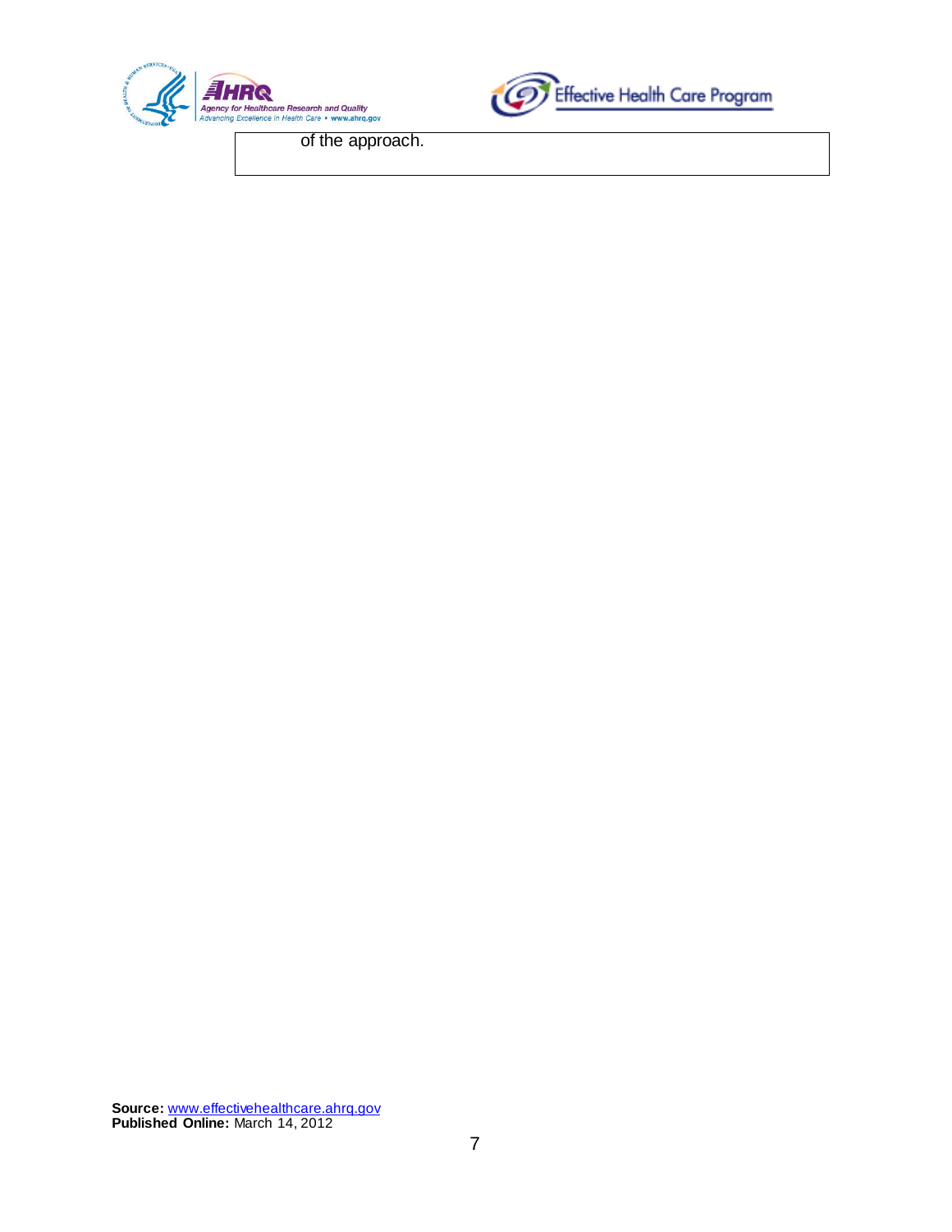of the approach.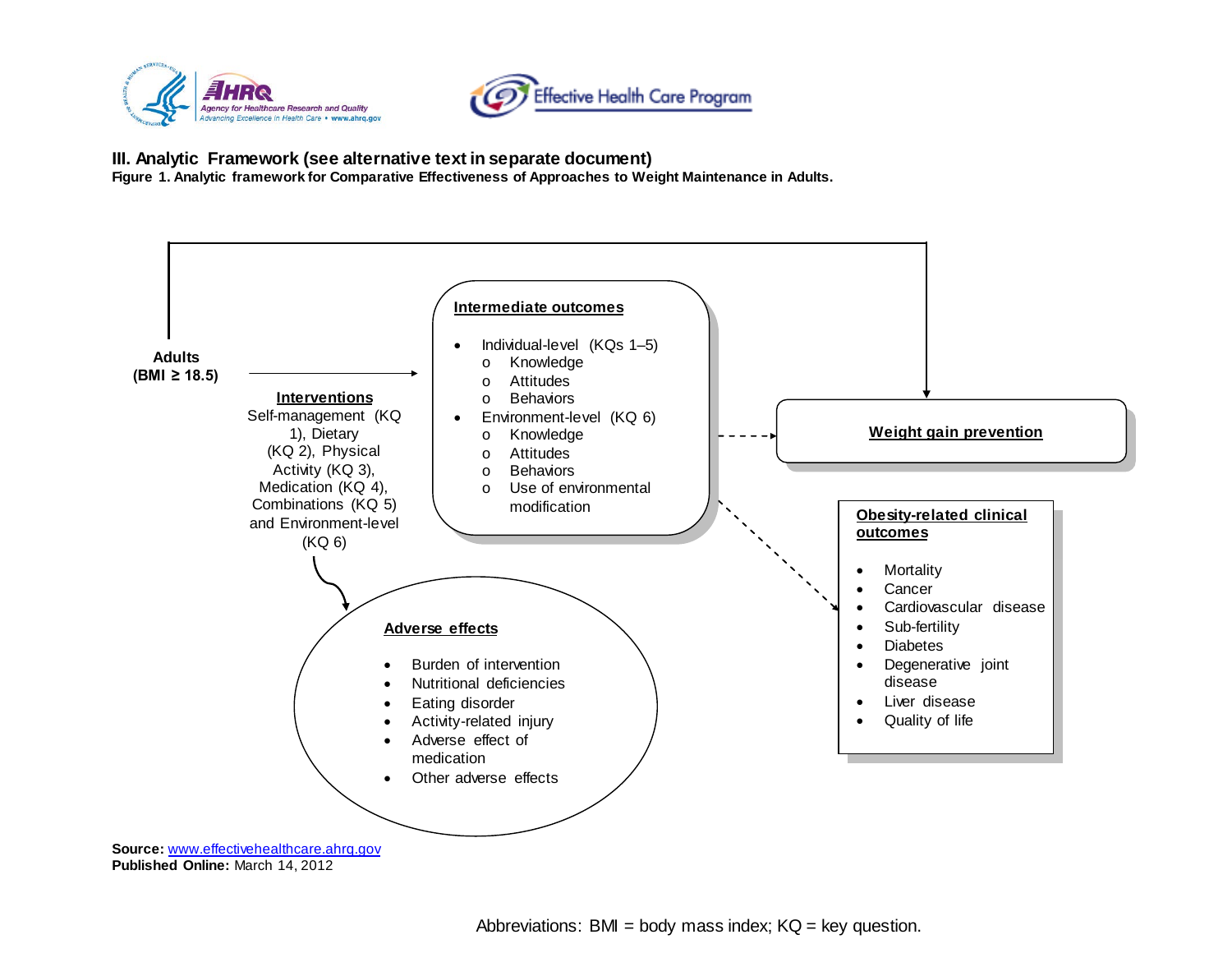## III. Analytic Framework (see alternative text in separate document)

**Figure 1. Analytic framework for Comparative Effectiveness of Approaches to Weight Maintenance in Adults.**

**Adults (BMI ≥ 18.5)**

**Interventions**
Self-management (KQ 1), Dietary (KQ 2), Physical Activity (KQ 3), Medication (KQ 4), Combinations (KQ 5) and Environment-level (KQ 6)

**Intermediate outcomes**

- Individual-level (KQs 1–5)
  - Knowledge
  - Attitudes
  - Behaviors
- Environment-level (KQ 6)
  - Knowledge
  - Attitudes
  - Behaviors
  - Use of environmental modification

**Weight gain prevention**

**Obesity-related clinical outcomes**

- Mortality
- Cancer
- Cardiovascular disease
- Sub-fertility
- Diabetes
- Degenerative joint disease
- Liver disease
- Quality of life

**Adverse effects**

- Burden of intervention
- Nutritional deficiencies
- Eating disorder
- Activity-related injury
- Adverse effect of medication
- Other adverse effects

**Source:** www.effectivehealthcare.ahrq.gov
**Published Online:** March 14, 2012

Abbreviations: BMI = body mass index; KQ = key question.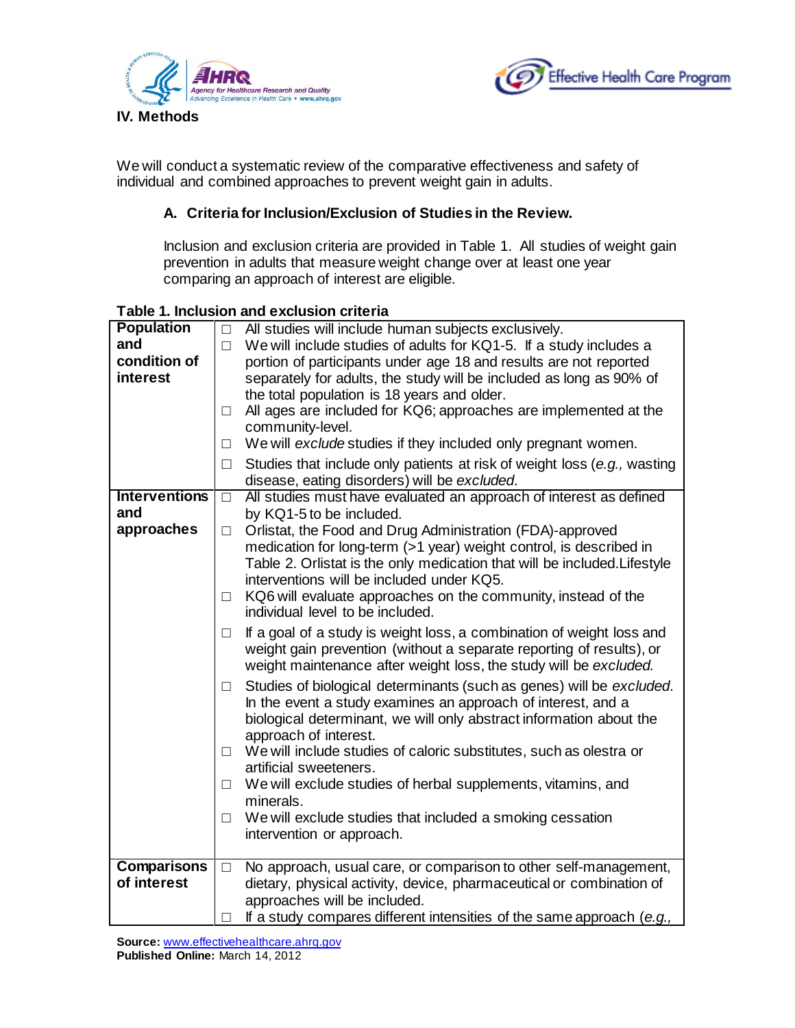## IV. Methods

We will conduct a systematic review of the comparative effectiveness and safety of individual and combined approaches to prevent weight gain in adults.

### A. Criteria for Inclusion/Exclusion of Studies in the Review.

Inclusion and exclusion criteria are provided in Table 1. All studies of weight gain prevention in adults that measure weight change over at least one year comparing an approach of interest are eligible.

**Table 1. Inclusion and exclusion criteria**

| | |
|---|---|
| **Population and condition of interest** | □ All studies will include human subjects exclusively.<br>□ We will include studies of adults for KQ1-5. If a study includes a portion of participants under age 18 and results are not reported separately for adults, the study will be included as long as 90% of the total population is 18 years and older.<br>□ All ages are included for KQ6; approaches are implemented at the community-level.<br>□ We will *exclude* studies if they included only pregnant women.<br>□ Studies that include only patients at risk of weight loss (*e.g.,* wasting disease, eating disorders) will be *excluded*. |
| **Interventions and approaches** | □ All studies must have evaluated an approach of interest as defined by KQ1-5 to be included.<br>□ Orlistat, the Food and Drug Administration (FDA)-approved medication for long-term (>1 year) weight control, is described in Table 2. Orlistat is the only medication that will be included.Lifestyle interventions will be included under KQ5.<br>□ KQ6 will evaluate approaches on the community, instead of the individual level to be included.<br>□ If a goal of a study is weight loss, a combination of weight loss and weight gain prevention (without a separate reporting of results), or weight maintenance after weight loss, the study will be *excluded.*<br>□ Studies of biological determinants (such as genes) will be *excluded*. In the event a study examines an approach of interest, and a biological determinant, we will only abstract information about the approach of interest.<br>□ We will include studies of caloric substitutes, such as olestra or artificial sweeteners.<br>□ We will exclude studies of herbal supplements, vitamins, and minerals.<br>□ We will exclude studies that included a smoking cessation intervention or approach. |
| **Comparisons of interest** | □ No approach, usual care, or comparison to other self-management, dietary, physical activity, device, pharmaceutical or combination of approaches will be included.<br>□ If a study compares different intensities of the same approach (*e.g.,* |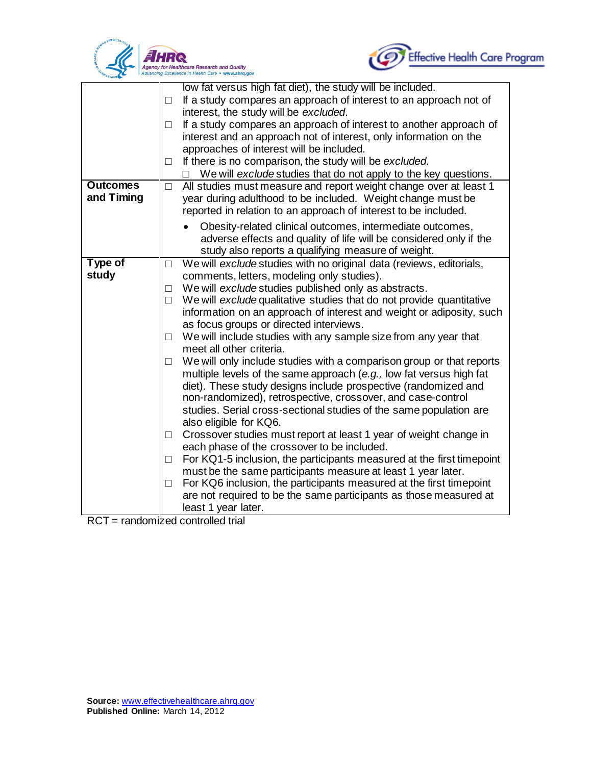| | |
|---|---|
| | low fat versus high fat diet), the study will be included.<br>☐ If a study compares an approach of interest to an approach not of interest, the study will be *excluded*.<br>☐ If a study compares an approach of interest to another approach of interest and an approach not of interest, only information on the approaches of interest will be included.<br>☐ If there is no comparison, the study will be *excluded*.<br>☐ We will *exclude* studies that do not apply to the key questions. |
| **Outcomes and Timing** | ☐ All studies must measure and report weight change over at least 1 year during adulthood to be included. Weight change must be reported in relation to an approach of interest to be included.<br>• Obesity-related clinical outcomes, intermediate outcomes, adverse effects and quality of life will be considered only if the study also reports a qualifying measure of weight. |
| **Type of study** | ☐ We will *exclude* studies with no original data (reviews, editorials, comments, letters, modeling only studies).<br>☐ We will *exclude* studies published only as abstracts.<br>☐ We will *exclude* qualitative studies that do not provide quantitative information on an approach of interest and weight or adiposity, such as focus groups or directed interviews.<br>☐ We will include studies with any sample size from any year that meet all other criteria.<br>☐ We will only include studies with a comparison group or that reports multiple levels of the same approach (*e.g.,* low fat versus high fat diet). These study designs include prospective (randomized and non-randomized), retrospective, crossover, and case-control studies. Serial cross-sectional studies of the same population are also eligible for KQ6.<br>☐ Crossover studies must report at least 1 year of weight change in each phase of the crossover to be included.<br>☐ For KQ1-5 inclusion, the participants measured at the first timepoint must be the same participants measure at least 1 year later.<br>☐ For KQ6 inclusion, the participants measured at the first timepoint are not required to be the same participants as those measured at least 1 year later. |

RCT = randomized controlled trial

**Source:** www.effectivehealthcare.ahrq.gov
**Published Online:** March 14, 2012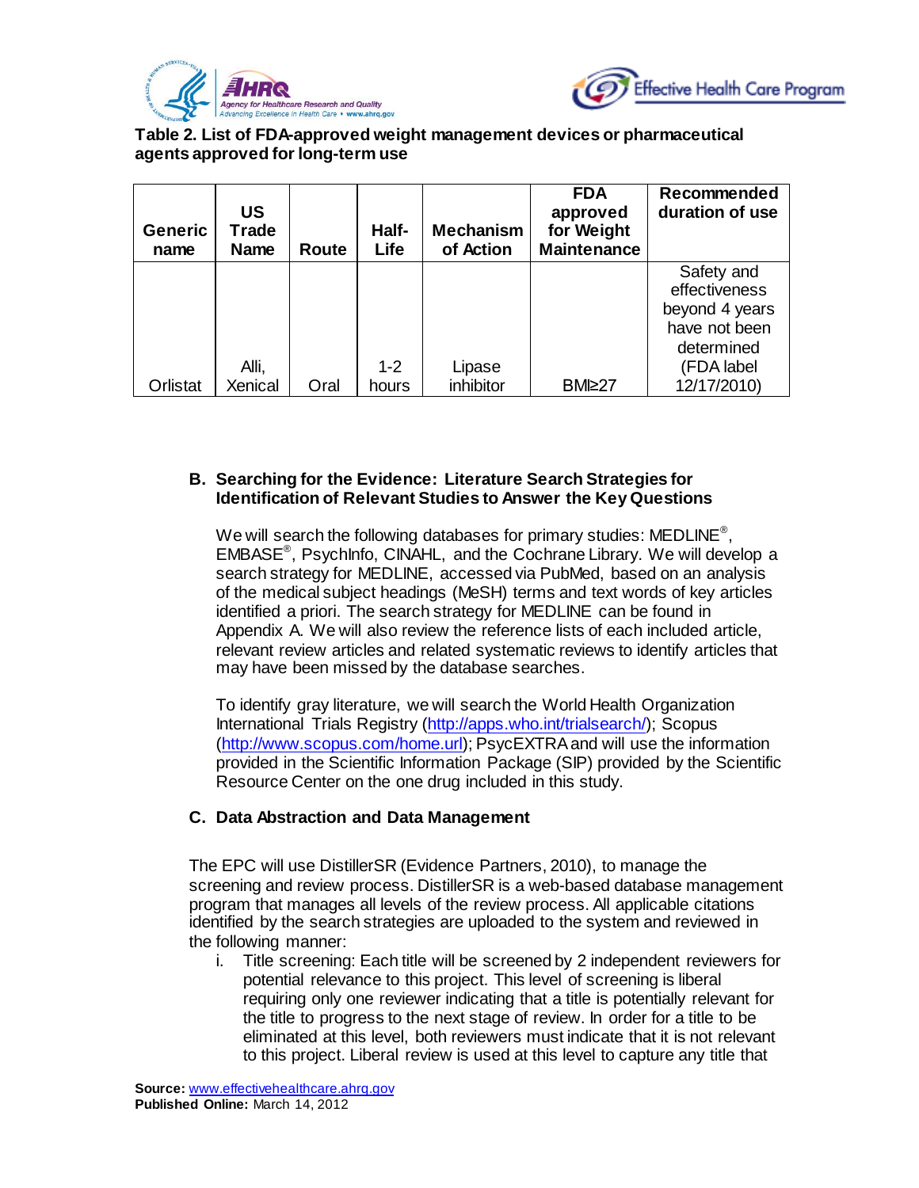**Table 2. List of FDA-approved weight management devices or pharmaceutical agents approved for long-term use**

| Generic name | US Trade Name | Route | Half-Life | Mechanism of Action | FDA approved for Weight Maintenance | Recommended duration of use |
|---|---|---|---|---|---|---|
| Orlistat | Alli, Xenical | Oral | 1-2 hours | Lipase inhibitor | BMI≥27 | Safety and effectiveness beyond 4 years have not been determined (FDA label 12/17/2010) |

### B. Searching for the Evidence: Literature Search Strategies for Identification of Relevant Studies to Answer the Key Questions

We will search the following databases for primary studies: MEDLINE®, EMBASE®, PsychInfo, CINAHL, and the Cochrane Library. We will develop a search strategy for MEDLINE, accessed via PubMed, based on an analysis of the medical subject headings (MeSH) terms and text words of key articles identified a priori. The search strategy for MEDLINE can be found in Appendix A. We will also review the reference lists of each included article, relevant review articles and related systematic reviews to identify articles that may have been missed by the database searches.

To identify gray literature, we will search the World Health Organization International Trials Registry (http://apps.who.int/trialsearch/); Scopus (http://www.scopus.com/home.url); PsycEXTRA and will use the information provided in the Scientific Information Package (SIP) provided by the Scientific Resource Center on the one drug included in this study.

### C. Data Abstraction and Data Management

The EPC will use DistillerSR (Evidence Partners, 2010), to manage the screening and review process. DistillerSR is a web-based database management program that manages all levels of the review process. All applicable citations identified by the search strategies are uploaded to the system and reviewed in the following manner:

i. Title screening: Each title will be screened by 2 independent reviewers for potential relevance to this project. This level of screening is liberal requiring only one reviewer indicating that a title is potentially relevant for the title to progress to the next stage of review. In order for a title to be eliminated at this level, both reviewers must indicate that it is not relevant to this project. Liberal review is used at this level to capture any title that

**Source:** www.effectivehealthcare.ahrq.gov
**Published Online:** March 14, 2012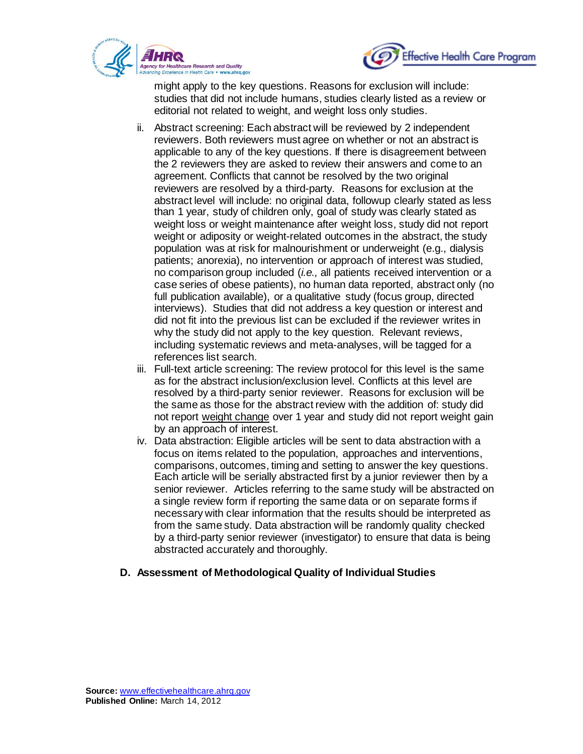might apply to the key questions. Reasons for exclusion will include: studies that did not include humans, studies clearly listed as a review or editorial not related to weight, and weight loss only studies.

ii. Abstract screening: Each abstract will be reviewed by 2 independent reviewers. Both reviewers must agree on whether or not an abstract is applicable to any of the key questions. If there is disagreement between the 2 reviewers they are asked to review their answers and come to an agreement. Conflicts that cannot be resolved by the two original reviewers are resolved by a third-party. Reasons for exclusion at the abstract level will include: no original data, followup clearly stated as less than 1 year, study of children only, goal of study was clearly stated as weight loss or weight maintenance after weight loss, study did not report weight or adiposity or weight-related outcomes in the abstract, the study population was at risk for malnourishment or underweight (e.g., dialysis patients; anorexia), no intervention or approach of interest was studied, no comparison group included (*i.e.,* all patients received intervention or a case series of obese patients), no human data reported, abstract only (no full publication available), or a qualitative study (focus group, directed interviews). Studies that did not address a key question or interest and did not fit into the previous list can be excluded if the reviewer writes in why the study did not apply to the key question. Relevant reviews, including systematic reviews and meta-analyses, will be tagged for a references list search.

iii. Full-text article screening: The review protocol for this level is the same as for the abstract inclusion/exclusion level. Conflicts at this level are resolved by a third-party senior reviewer. Reasons for exclusion will be the same as those for the abstract review with the addition of: study did not report <u>weight change</u> over 1 year and study did not report weight gain by an approach of interest.

iv. Data abstraction: Eligible articles will be sent to data abstraction with a focus on items related to the population, approaches and interventions, comparisons, outcomes, timing and setting to answer the key questions. Each article will be serially abstracted first by a junior reviewer then by a senior reviewer. Articles referring to the same study will be abstracted on a single review form if reporting the same data or on separate forms if necessary with clear information that the results should be interpreted as from the same study. Data abstraction will be randomly quality checked by a third-party senior reviewer (investigator) to ensure that data is being abstracted accurately and thoroughly.

## D. Assessment of Methodological Quality of Individual Studies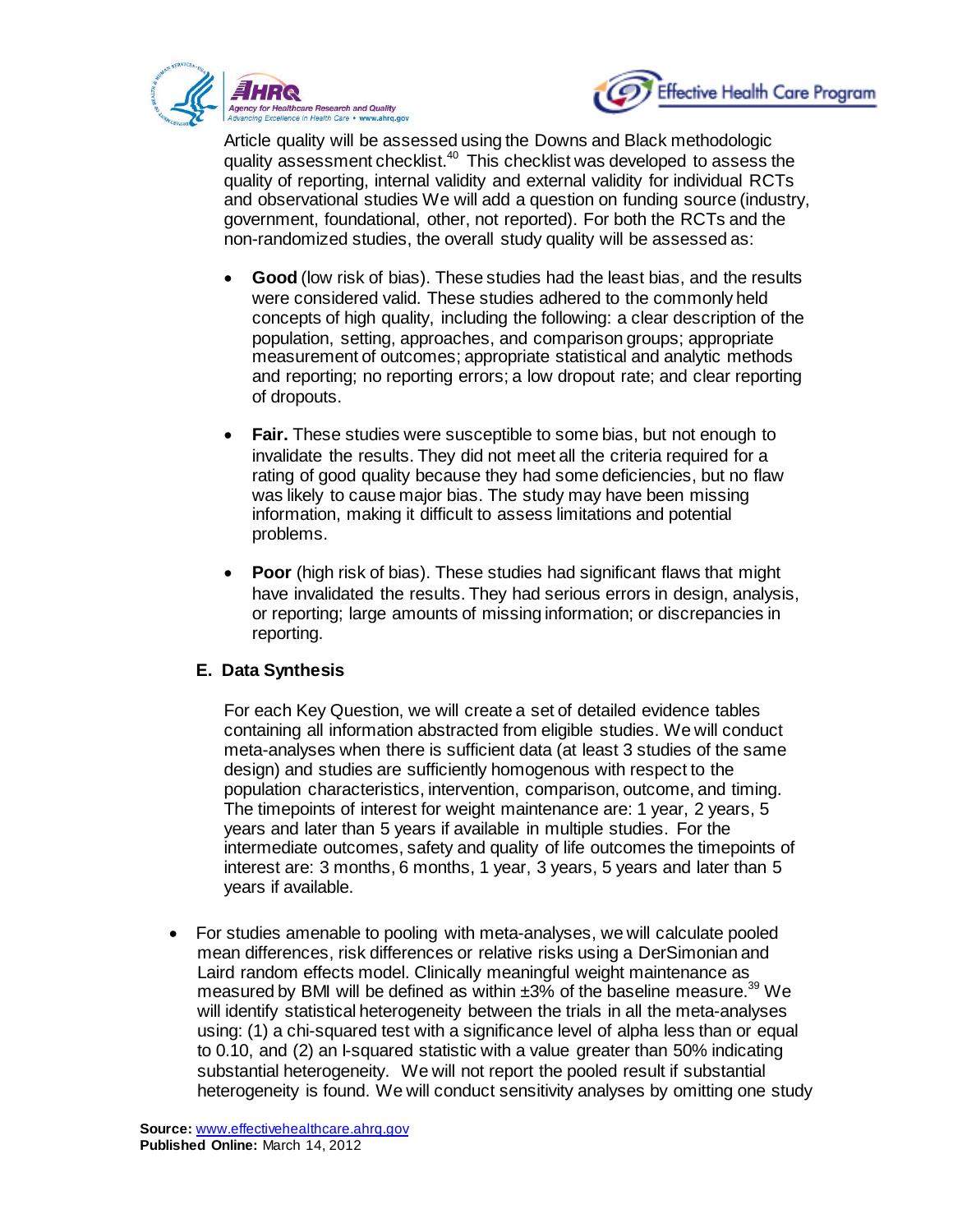Article quality will be assessed using the Downs and Black methodologic quality assessment checklist.[40] This checklist was developed to assess the quality of reporting, internal validity and external validity for individual RCTs and observational studies We will add a question on funding source (industry, government, foundational, other, not reported). For both the RCTs and the non-randomized studies, the overall study quality will be assessed as:

- **Good** (low risk of bias). These studies had the least bias, and the results were considered valid. These studies adhered to the commonly held concepts of high quality, including the following: a clear description of the population, setting, approaches, and comparison groups; appropriate measurement of outcomes; appropriate statistical and analytic methods and reporting; no reporting errors; a low dropout rate; and clear reporting of dropouts.

- **Fair.** These studies were susceptible to some bias, but not enough to invalidate the results. They did not meet all the criteria required for a rating of good quality because they had some deficiencies, but no flaw was likely to cause major bias. The study may have been missing information, making it difficult to assess limitations and potential problems.

- **Poor** (high risk of bias). These studies had significant flaws that might have invalidated the results. They had serious errors in design, analysis, or reporting; large amounts of missing information; or discrepancies in reporting.

### E. Data Synthesis

For each Key Question, we will create a set of detailed evidence tables containing all information abstracted from eligible studies. We will conduct meta-analyses when there is sufficient data (at least 3 studies of the same design) and studies are sufficiently homogenous with respect to the population characteristics, intervention, comparison, outcome, and timing. The timepoints of interest for weight maintenance are: 1 year, 2 years, 5 years and later than 5 years if available in multiple studies. For the intermediate outcomes, safety and quality of life outcomes the timepoints of interest are: 3 months, 6 months, 1 year, 3 years, 5 years and later than 5 years if available.

- For studies amenable to pooling with meta-analyses, we will calculate pooled mean differences, risk differences or relative risks using a DerSimonian and Laird random effects model. Clinically meaningful weight maintenance as measured by BMI will be defined as within ±3% of the baseline measure.[39] We will identify statistical heterogeneity between the trials in all the meta-analyses using: (1) a chi-squared test with a significance level of alpha less than or equal to 0.10, and (2) an I-squared statistic with a value greater than 50% indicating substantial heterogeneity. We will not report the pooled result if substantial heterogeneity is found. We will conduct sensitivity analyses by omitting one study

**Source:** www.effectivehealthcare.ahrq.gov
**Published Online:** March 14, 2012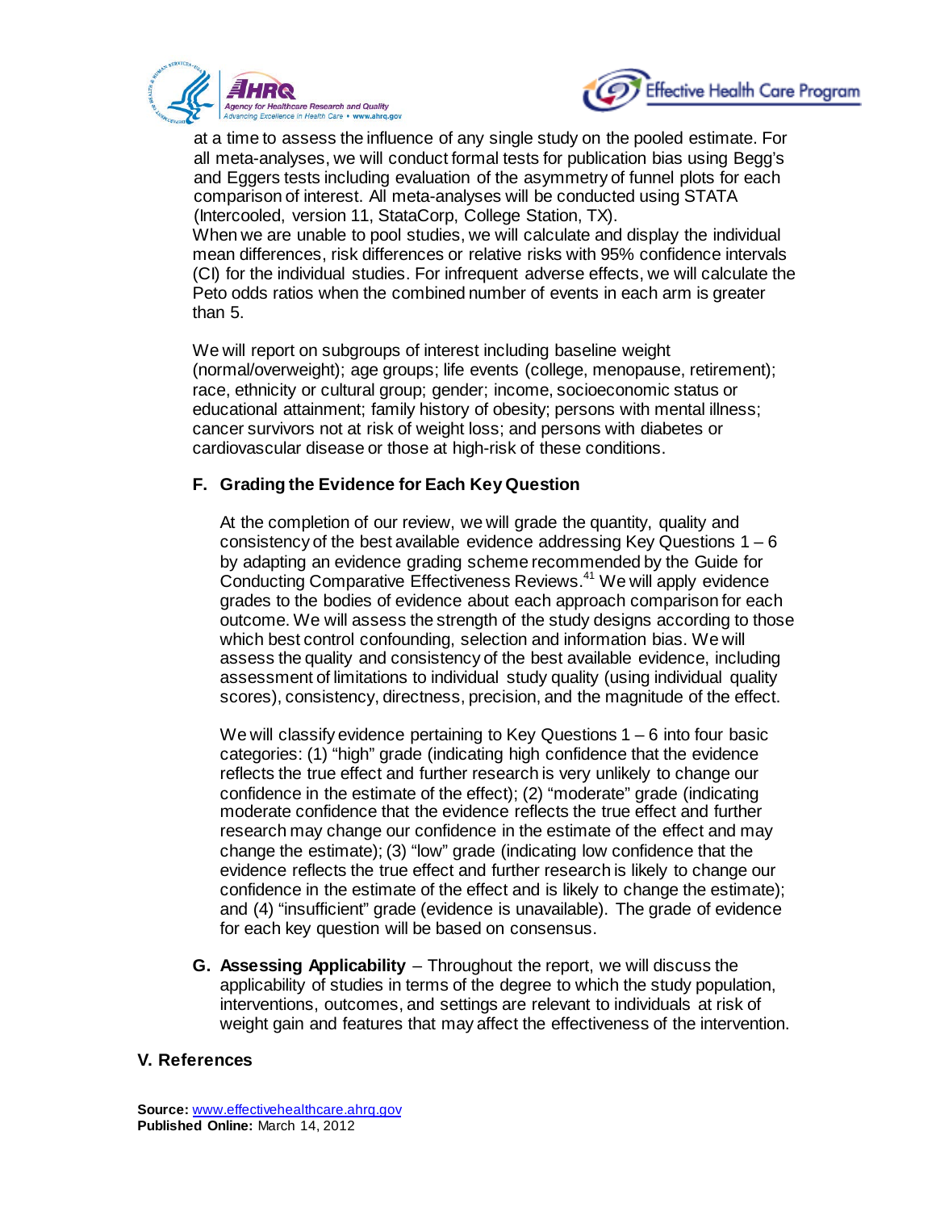at a time to assess the influence of any single study on the pooled estimate. For all meta-analyses, we will conduct formal tests for publication bias using Begg's and Eggers tests including evaluation of the asymmetry of funnel plots for each comparison of interest. All meta-analyses will be conducted using STATA (Intercooled, version 11, StataCorp, College Station, TX).

When we are unable to pool studies, we will calculate and display the individual mean differences, risk differences or relative risks with 95% confidence intervals (CI) for the individual studies. For infrequent adverse effects, we will calculate the Peto odds ratios when the combined number of events in each arm is greater than 5.

We will report on subgroups of interest including baseline weight (normal/overweight); age groups; life events (college, menopause, retirement); race, ethnicity or cultural group; gender; income, socioeconomic status or educational attainment; family history of obesity; persons with mental illness; cancer survivors not at risk of weight loss; and persons with diabetes or cardiovascular disease or those at high-risk of these conditions.

### F. Grading the Evidence for Each Key Question

At the completion of our review, we will grade the quantity, quality and consistency of the best available evidence addressing Key Questions 1 – 6 by adapting an evidence grading scheme recommended by the Guide for Conducting Comparative Effectiveness Reviews.[41] We will apply evidence grades to the bodies of evidence about each approach comparison for each outcome. We will assess the strength of the study designs according to those which best control confounding, selection and information bias. We will assess the quality and consistency of the best available evidence, including assessment of limitations to individual study quality (using individual quality scores), consistency, directness, precision, and the magnitude of the effect.

We will classify evidence pertaining to Key Questions 1 – 6 into four basic categories: (1) "high" grade (indicating high confidence that the evidence reflects the true effect and further research is very unlikely to change our confidence in the estimate of the effect); (2) "moderate" grade (indicating moderate confidence that the evidence reflects the true effect and further research may change our confidence in the estimate of the effect and may change the estimate); (3) "low" grade (indicating low confidence that the evidence reflects the true effect and further research is likely to change our confidence in the estimate of the effect and is likely to change the estimate); and (4) "insufficient" grade (evidence is unavailable). The grade of evidence for each key question will be based on consensus.

### G. Assessing Applicability

**G. Assessing Applicability** – Throughout the report, we will discuss the applicability of studies in terms of the degree to which the study population, interventions, outcomes, and settings are relevant to individuals at risk of weight gain and features that may affect the effectiveness of the intervention.

## V. References

**Source:** www.effectivehealthcare.ahrq.gov
**Published Online:** March 14, 2012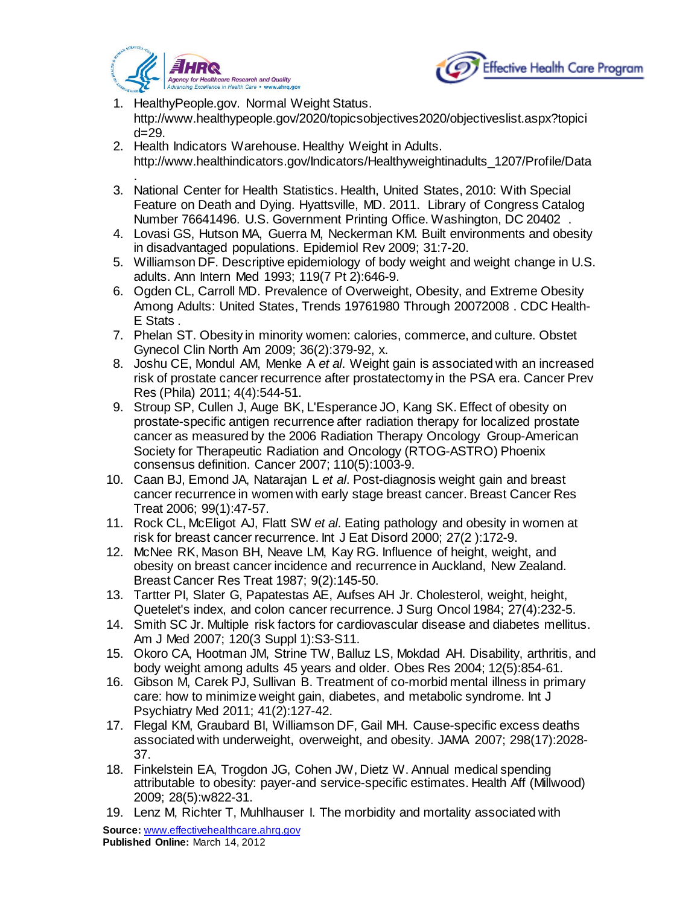1. HealthyPeople.gov. Normal Weight Status. http://www.healthypeople.gov/2020/topicsobjectives2020/objectiveslist.aspx?topicid=29.
2. Health Indicators Warehouse. Healthy Weight in Adults. http://www.healthindicators.gov/Indicators/Healthyweightinadults_1207/Profile/Data.
3. National Center for Health Statistics. Health, United States, 2010: With Special Feature on Death and Dying. Hyattsville, MD. 2011. Library of Congress Catalog Number 76641496. U.S. Government Printing Office. Washington, DC 20402 .
4. Lovasi GS, Hutson MA, Guerra M, Neckerman KM. Built environments and obesity in disadvantaged populations. Epidemiol Rev 2009; 31:7-20.
5. Williamson DF. Descriptive epidemiology of body weight and weight change in U.S. adults. Ann Intern Med 1993; 119(7 Pt 2):646-9.
6. Ogden CL, Carroll MD. Prevalence of Overweight, Obesity, and Extreme Obesity Among Adults: United States, Trends 19761980 Through 20072008 . CDC Health-E Stats .
7. Phelan ST. Obesity in minority women: calories, commerce, and culture. Obstet Gynecol Clin North Am 2009; 36(2):379-92, x.
8. Joshu CE, Mondul AM, Menke A *et al*. Weight gain is associated with an increased risk of prostate cancer recurrence after prostatectomy in the PSA era. Cancer Prev Res (Phila) 2011; 4(4):544-51.
9. Stroup SP, Cullen J, Auge BK, L'Esperance JO, Kang SK. Effect of obesity on prostate-specific antigen recurrence after radiation therapy for localized prostate cancer as measured by the 2006 Radiation Therapy Oncology Group-American Society for Therapeutic Radiation and Oncology (RTOG-ASTRO) Phoenix consensus definition. Cancer 2007; 110(5):1003-9.
10. Caan BJ, Emond JA, Natarajan L *et al*. Post-diagnosis weight gain and breast cancer recurrence in women with early stage breast cancer. Breast Cancer Res Treat 2006; 99(1):47-57.
11. Rock CL, McEligot AJ, Flatt SW *et al*. Eating pathology and obesity in women at risk for breast cancer recurrence. Int J Eat Disord 2000; 27(2 ):172-9.
12. McNee RK, Mason BH, Neave LM, Kay RG. Influence of height, weight, and obesity on breast cancer incidence and recurrence in Auckland, New Zealand. Breast Cancer Res Treat 1987; 9(2):145-50.
13. Tartter PI, Slater G, Papatestas AE, Aufses AH Jr. Cholesterol, weight, height, Quetelet's index, and colon cancer recurrence. J Surg Oncol 1984; 27(4):232-5.
14. Smith SC Jr. Multiple risk factors for cardiovascular disease and diabetes mellitus. Am J Med 2007; 120(3 Suppl 1):S3-S11.
15. Okoro CA, Hootman JM, Strine TW, Balluz LS, Mokdad AH. Disability, arthritis, and body weight among adults 45 years and older. Obes Res 2004; 12(5):854-61.
16. Gibson M, Carek PJ, Sullivan B. Treatment of co-morbid mental illness in primary care: how to minimize weight gain, diabetes, and metabolic syndrome. Int J Psychiatry Med 2011; 41(2):127-42.
17. Flegal KM, Graubard BI, Williamson DF, Gail MH. Cause-specific excess deaths associated with underweight, overweight, and obesity. JAMA 2007; 298(17):2028-37.
18. Finkelstein EA, Trogdon JG, Cohen JW, Dietz W. Annual medical spending attributable to obesity: payer-and service-specific estimates. Health Aff (Millwood) 2009; 28(5):w822-31.
19. Lenz M, Richter T, Muhlhauser I. The morbidity and mortality associated with

**Source:** www.effectivehealthcare.ahrq.gov
**Published Online:** March 14, 2012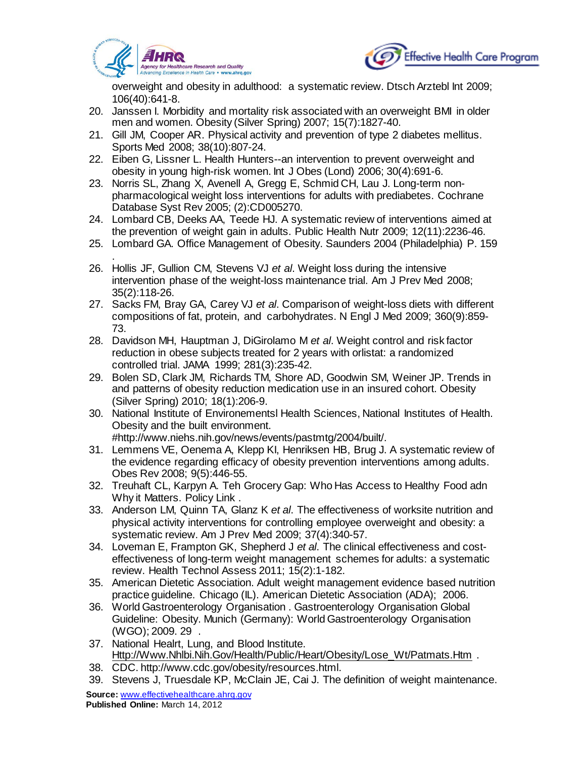overweight and obesity in adulthood: a systematic review. Dtsch Arztebl Int 2009; 106(40):641-8.

20. Janssen I. Morbidity and mortality risk associated with an overweight BMI in older men and women. Obesity (Silver Spring) 2007; 15(7):1827-40.
21. Gill JM, Cooper AR. Physical activity and prevention of type 2 diabetes mellitus. Sports Med 2008; 38(10):807-24.
22. Eiben G, Lissner L. Health Hunters--an intervention to prevent overweight and obesity in young high-risk women. Int J Obes (Lond) 2006; 30(4):691-6.
23. Norris SL, Zhang X, Avenell A, Gregg E, Schmid CH, Lau J. Long-term non-pharmacological weight loss interventions for adults with prediabetes. Cochrane Database Syst Rev 2005; (2):CD005270.
24. Lombard CB, Deeks AA, Teede HJ. A systematic review of interventions aimed at the prevention of weight gain in adults. Public Health Nutr 2009; 12(11):2236-46.
25. Lombard GA. Office Management of Obesity. Saunders 2004 (Philadelphia) P. 159 .
26. Hollis JF, Gullion CM, Stevens VJ *et al*. Weight loss during the intensive intervention phase of the weight-loss maintenance trial. Am J Prev Med 2008; 35(2):118-26.
27. Sacks FM, Bray GA, Carey VJ *et al*. Comparison of weight-loss diets with different compositions of fat, protein, and carbohydrates. N Engl J Med 2009; 360(9):859-73.
28. Davidson MH, Hauptman J, DiGirolamo M *et al*. Weight control and risk factor reduction in obese subjects treated for 2 years with orlistat: a randomized controlled trial. JAMA 1999; 281(3):235-42.
29. Bolen SD, Clark JM, Richards TM, Shore AD, Goodwin SM, Weiner JP. Trends in and patterns of obesity reduction medication use in an insured cohort. Obesity (Silver Spring) 2010; 18(1):206-9.
30. National Institute of Environementsl Health Sciences, National Institutes of Health. Obesity and the built environment. #http://www.niehs.nih.gov/news/events/pastmtg/2004/built/.
31. Lemmens VE, Oenema A, Klepp KI, Henriksen HB, Brug J. A systematic review of the evidence regarding efficacy of obesity prevention interventions among adults. Obes Rev 2008; 9(5):446-55.
32. Treuhaft CL, Karpyn A. Teh Grocery Gap: Who Has Access to Healthy Food adn Why it Matters. Policy Link .
33. Anderson LM, Quinn TA, Glanz K *et al*. The effectiveness of worksite nutrition and physical activity interventions for controlling employee overweight and obesity: a systematic review. Am J Prev Med 2009; 37(4):340-57.
34. Loveman E, Frampton GK, Shepherd J *et al*. The clinical effectiveness and cost-effectiveness of long-term weight management schemes for adults: a systematic review. Health Technol Assess 2011; 15(2):1-182.
35. American Dietetic Association. Adult weight management evidence based nutrition practice guideline. Chicago (IL). American Dietetic Association (ADA); 2006.
36. World Gastroenterology Organisation . Gastroenterology Organisation Global Guideline: Obesity. Munich (Germany): World Gastroenterology Organisation (WGO); 2009. 29 .
37. National Healrt, Lung, and Blood Institute. Http://Www.Nhlbi.Nih.Gov/Health/Public/Heart/Obesity/Lose_Wt/Patmats.Htm .
38. CDC. http://www.cdc.gov/obesity/resources.html.
39. Stevens J, Truesdale KP, McClain JE, Cai J. The definition of weight maintenance.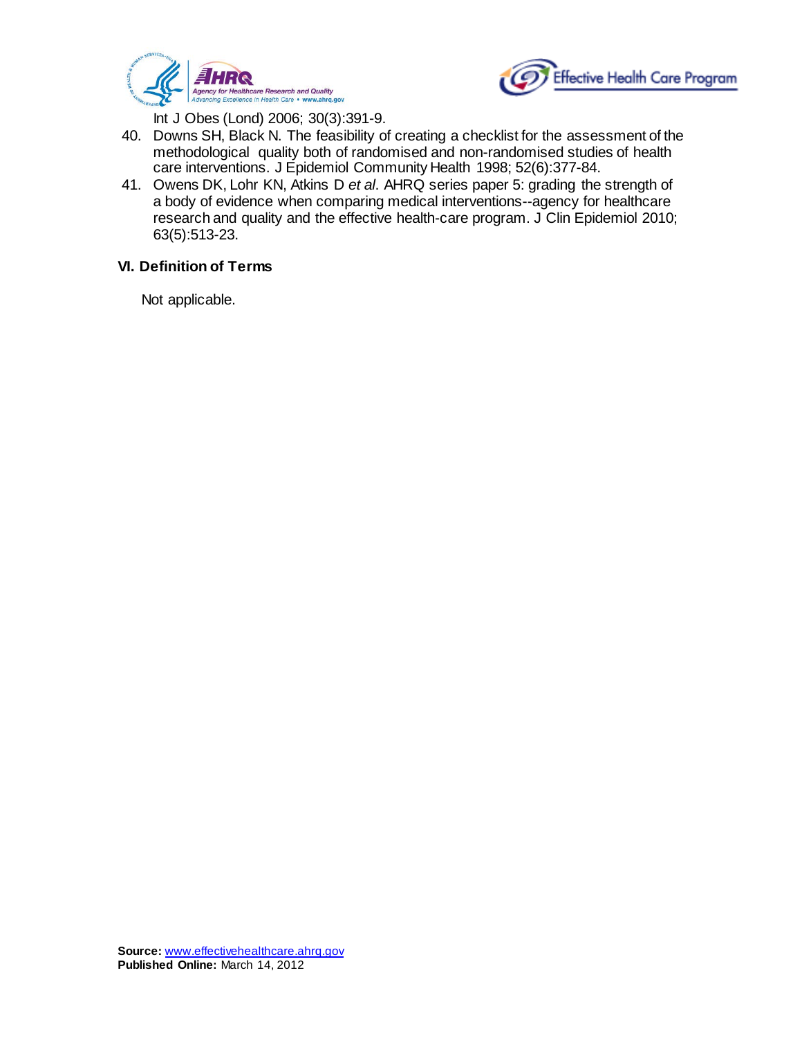Int J Obes (Lond) 2006; 30(3):391-9.

40. Downs SH, Black N. The feasibility of creating a checklist for the assessment of the methodological quality both of randomised and non-randomised studies of health care interventions. J Epidemiol Community Health 1998; 52(6):377-84.
41. Owens DK, Lohr KN, Atkins D *et al*. AHRQ series paper 5: grading the strength of a body of evidence when comparing medical interventions--agency for healthcare research and quality and the effective health-care program. J Clin Epidemiol 2010; 63(5):513-23.

## VI. Definition of Terms

Not applicable.

**Source:** www.effectivehealthcare.ahrq.gov
**Published Online:** March 14, 2012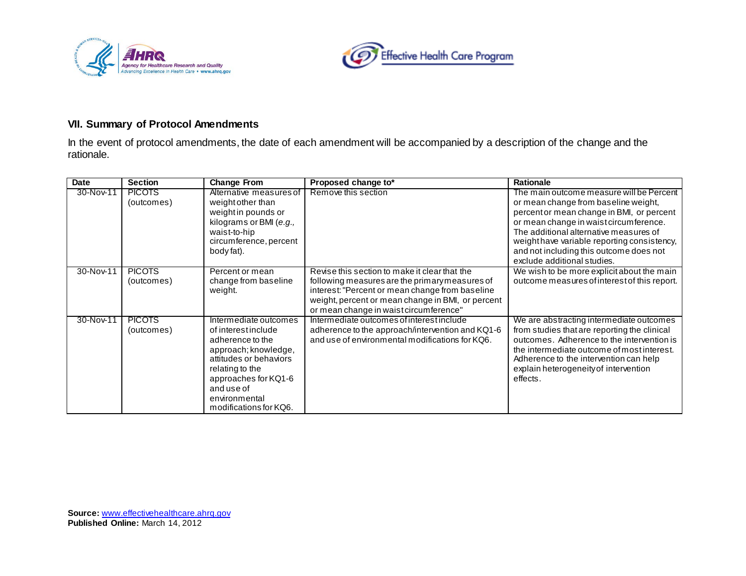## VII. Summary of Protocol Amendments

In the event of protocol amendments, the date of each amendment will be accompanied by a description of the change and the rationale.

| Date | Section | Change From | Proposed change to* | Rationale |
|---|---|---|---|---|
| 30-Nov-11 | PICOTS (outcomes) | Alternative measures of weight other than weight in pounds or kilograms or BMI (*e.g.,* waist-to-hip circumference, percent body fat). | Remove this section | The main outcome measure will be Percent or mean change from baseline weight, percent or mean change in BMI, or percent or mean change in waist circumference. The additional alternative measures of weight have variable reporting consistency, and not including this outcome does not exclude additional studies. |
| 30-Nov-11 | PICOTS (outcomes) | Percent or mean change from baseline weight. | Revise this section to make it clear that the following measures are the primary measures of interest: "Percent or mean change from baseline weight, percent or mean change in BMI, or percent or mean change in waist circumference" | We wish to be more explicit about the main outcome measures of interest of this report. |
| 30-Nov-11 | PICOTS (outcomes) | Intermediate outcomes of interest include adherence to the approach; knowledge, attitudes or behaviors relating to the approaches for KQ1-6 and use of environmental modifications for KQ6. | Intermediate outcomes of interest include adherence to the approach/intervention and KQ1-6 and use of environmental modifications for KQ6. | We are abstracting intermediate outcomes from studies that are reporting the clinical outcomes. Adherence to the intervention is the intermediate outcome of most interest. Adherence to the intervention can help explain heterogeneity of intervention effects. |

**Source:** www.effectivehealthcare.ahrq.gov
**Published Online:** March 14, 2012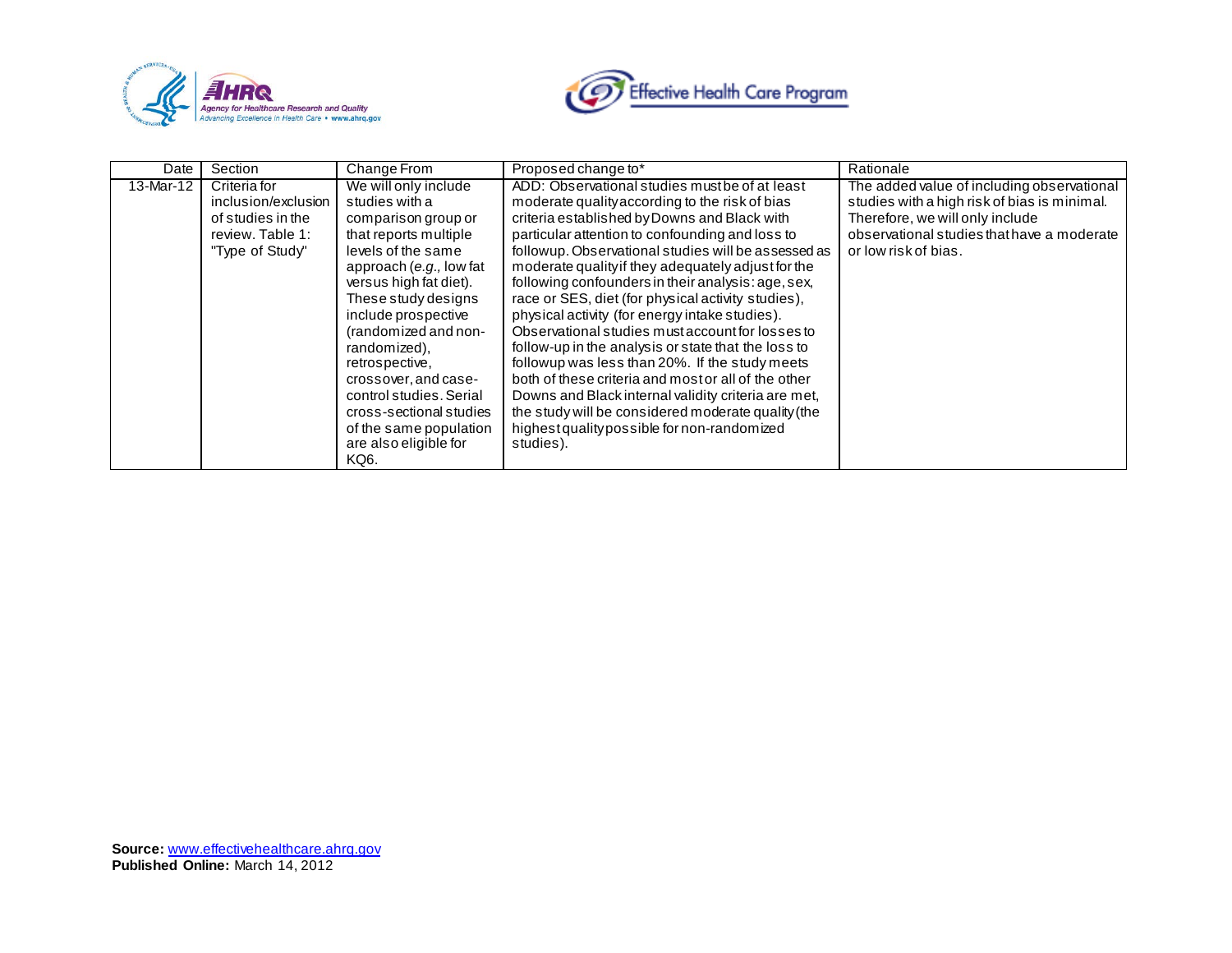| Date | Section | Change From | Proposed change to* | Rationale |
|---|---|---|---|---|
| 13-Mar-12 | Criteria for inclusion/exclusion of studies in the review. Table 1: "Type of Study" | We will only include studies with a comparison group or that reports multiple levels of the same approach (*e.g.,* low fat versus high fat diet). These study designs include prospective (randomized and non-randomized), retrospective, crossover, and case-control studies. Serial cross-sectional studies of the same population are also eligible for KQ6. | ADD: Observational studies must be of at least moderate quality according to the risk of bias criteria established by Downs and Black with particular attention to confounding and loss to followup. Observational studies will be assessed as moderate quality if they adequately adjust for the following confounders in their analysis: age, sex, race or SES, diet (for physical activity studies), physical activity (for energy intake studies). Observational studies must account for losses to follow-up in the analysis or state that the loss to followup was less than 20%. If the study meets both of these criteria and most or all of the other Downs and Black internal validity criteria are met, the study will be considered moderate quality (the highest quality possible for non-randomized studies). | The added value of including observational studies with a high risk of bias is minimal. Therefore, we will only include observational studies that have a moderate or low risk of bias. |

**Source:** www.effectivehealthcare.ahrq.gov
**Published Online:** March 14, 2012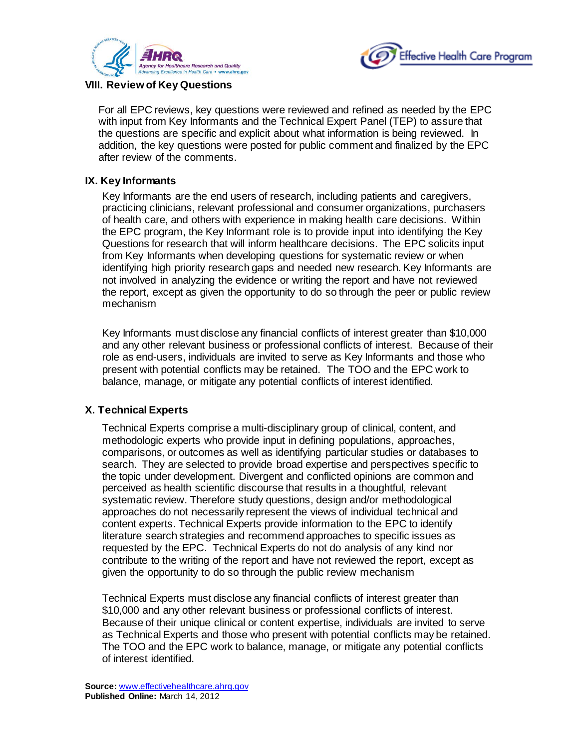## VIII. Review of Key Questions

For all EPC reviews, key questions were reviewed and refined as needed by the EPC with input from Key Informants and the Technical Expert Panel (TEP) to assure that the questions are specific and explicit about what information is being reviewed. In addition, the key questions were posted for public comment and finalized by the EPC after review of the comments.

## IX. Key Informants

Key Informants are the end users of research, including patients and caregivers, practicing clinicians, relevant professional and consumer organizations, purchasers of health care, and others with experience in making health care decisions. Within the EPC program, the Key Informant role is to provide input into identifying the Key Questions for research that will inform healthcare decisions. The EPC solicits input from Key Informants when developing questions for systematic review or when identifying high priority research gaps and needed new research. Key Informants are not involved in analyzing the evidence or writing the report and have not reviewed the report, except as given the opportunity to do so through the peer or public review mechanism

Key Informants must disclose any financial conflicts of interest greater than $10,000 and any other relevant business or professional conflicts of interest. Because of their role as end-users, individuals are invited to serve as Key Informants and those who present with potential conflicts may be retained. The TOO and the EPC work to balance, manage, or mitigate any potential conflicts of interest identified.

## X. Technical Experts

Technical Experts comprise a multi-disciplinary group of clinical, content, and methodologic experts who provide input in defining populations, approaches, comparisons, or outcomes as well as identifying particular studies or databases to search. They are selected to provide broad expertise and perspectives specific to the topic under development. Divergent and conflicted opinions are common and perceived as health scientific discourse that results in a thoughtful, relevant systematic review. Therefore study questions, design and/or methodological approaches do not necessarily represent the views of individual technical and content experts. Technical Experts provide information to the EPC to identify literature search strategies and recommend approaches to specific issues as requested by the EPC. Technical Experts do not do analysis of any kind nor contribute to the writing of the report and have not reviewed the report, except as given the opportunity to do so through the public review mechanism

Technical Experts must disclose any financial conflicts of interest greater than $10,000 and any other relevant business or professional conflicts of interest. Because of their unique clinical or content expertise, individuals are invited to serve as Technical Experts and those who present with potential conflicts may be retained. The TOO and the EPC work to balance, manage, or mitigate any potential conflicts of interest identified.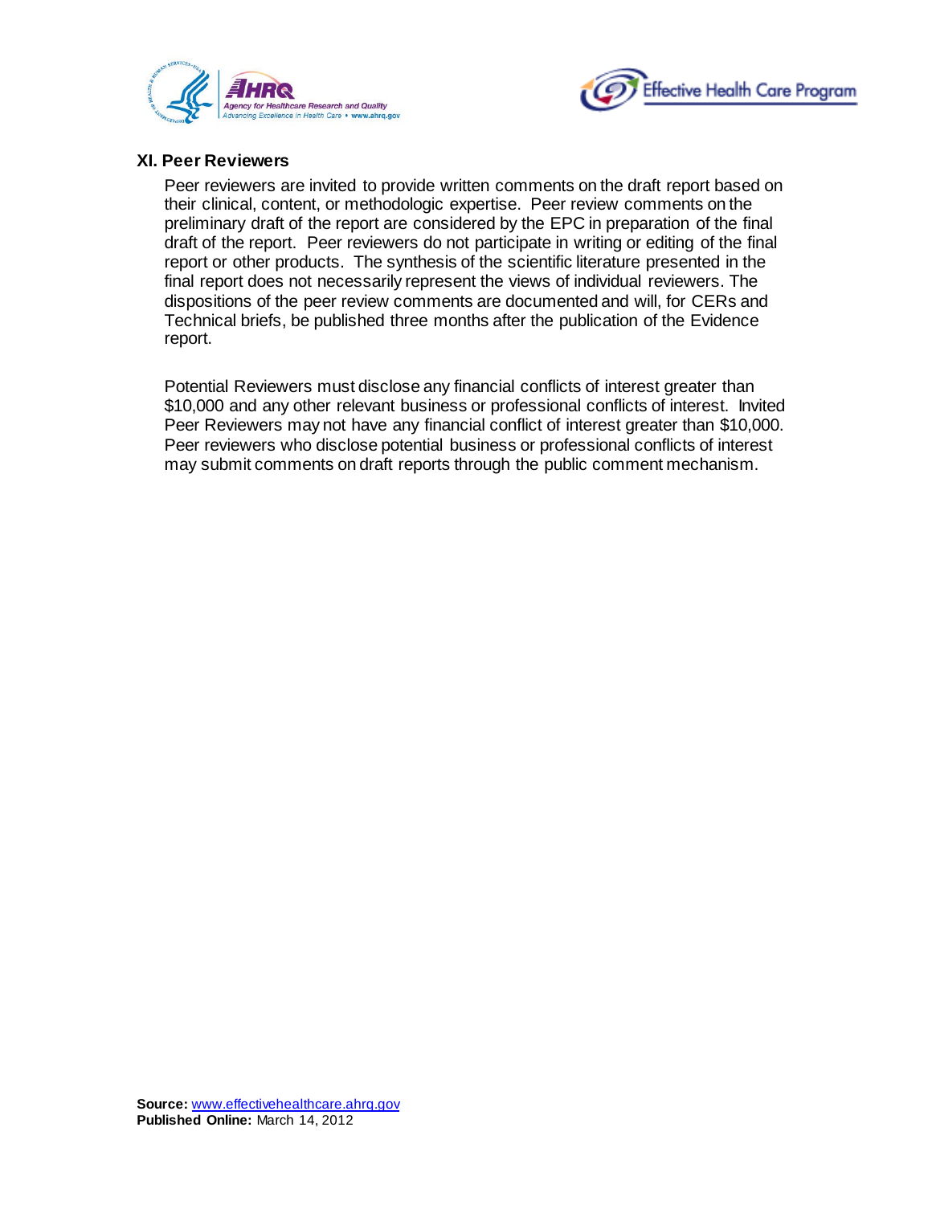## XI. Peer Reviewers

Peer reviewers are invited to provide written comments on the draft report based on their clinical, content, or methodologic expertise. Peer review comments on the preliminary draft of the report are considered by the EPC in preparation of the final draft of the report. Peer reviewers do not participate in writing or editing of the final report or other products. The synthesis of the scientific literature presented in the final report does not necessarily represent the views of individual reviewers. The dispositions of the peer review comments are documented and will, for CERs and Technical briefs, be published three months after the publication of the Evidence report.

Potential Reviewers must disclose any financial conflicts of interest greater than $10,000 and any other relevant business or professional conflicts of interest. Invited Peer Reviewers may not have any financial conflict of interest greater than $10,000. Peer reviewers who disclose potential business or professional conflicts of interest may submit comments on draft reports through the public comment mechanism.

**Source:** www.effectivehealthcare.ahrq.gov
**Published Online:** March 14, 2012